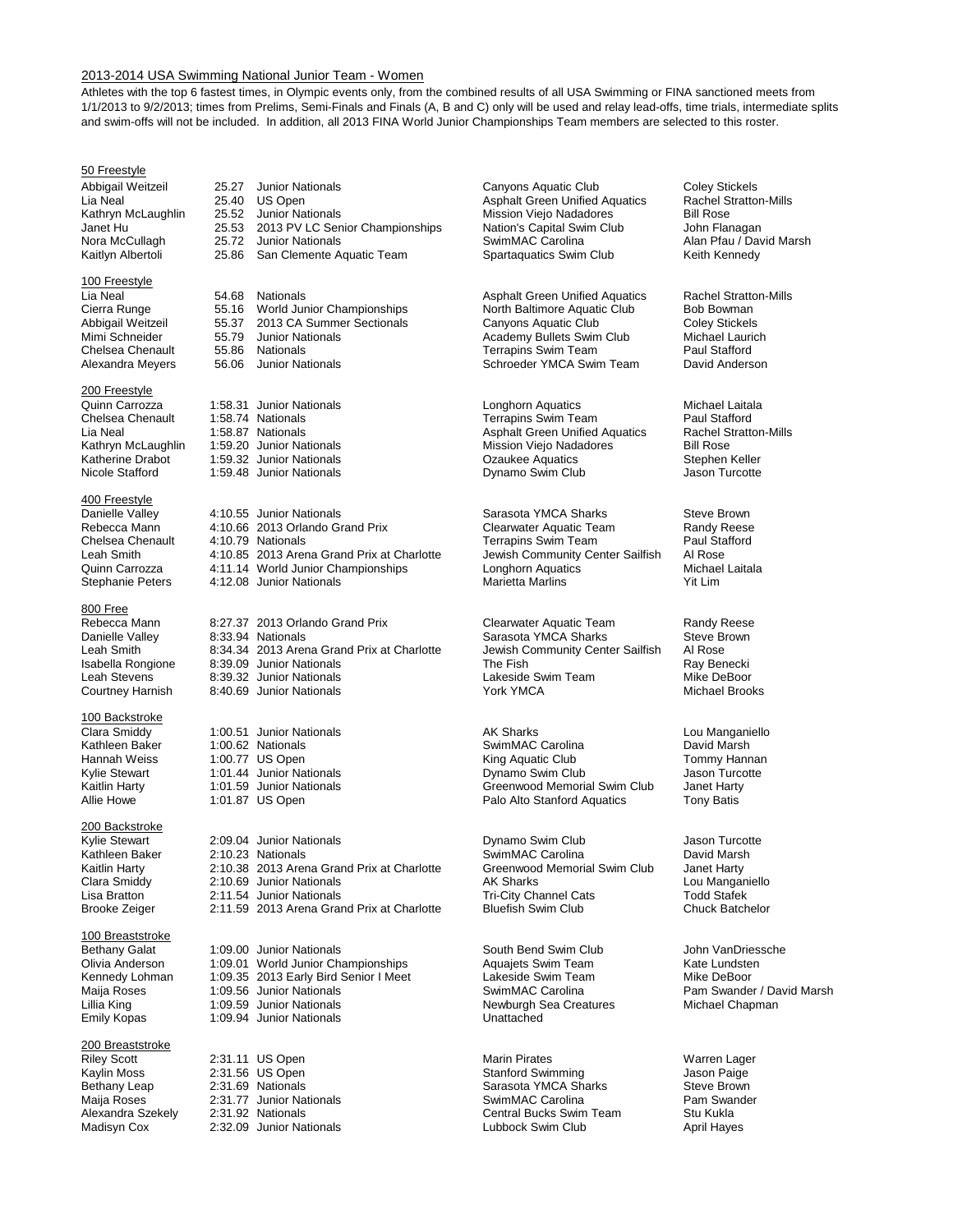## 2013-2014 USA Swimming National Junior Team - Women

Athletes with the top 6 fastest times, in Olympic events only, from the combined results of all USA Swimming or FINA sanctioned meets from 1/1/2013 to 9/2/2013; times from Prelims, Semi-Finals and Finals (A, B and C) only will be used and relay lead-offs, time trials, intermediate splits and swim-offs will not be included. In addition, all 2013 FINA World Junior Championships Team members are selected to this roster.

### 50 Freestyle

| Name | Time | Meet | Club | Coach |
|---|---|---|---|---|
| Abbigail Weitzeil | 25.27 | Junior Nationals | Canyons Aquatic Club | Coley Stickels |
| Lia Neal | 25.40 | US Open | Asphalt Green Unified Aquatics | Rachel Stratton-Mills |
| Kathryn McLaughlin | 25.52 | Junior Nationals | Mission Viejo Nadadores | Bill Rose |
| Janet Hu | 25.53 | 2013 PV LC Senior Championships | Nation's Capital Swim Club | John Flanagan |
| Nora McCullagh | 25.72 | Junior Nationals | SwimMAC Carolina | Alan Pfau / David Marsh |
| Kaitlyn Albertoli | 25.86 | San Clemente Aquatic Team | Spartaquatics Swim Club | Keith Kennedy |

### 100 Freestyle

| Name | Time | Meet | Club | Coach |
|---|---|---|---|---|
| Lia Neal | 54.68 | Nationals | Asphalt Green Unified Aquatics | Rachel Stratton-Mills |
| Cierra Runge | 55.16 | World Junior Championships | North Baltimore Aquatic Club | Bob Bowman |
| Abbigail Weitzeil | 55.37 | 2013 CA Summer Sectionals | Canyons Aquatic Club | Coley Stickels |
| Mimi Schneider | 55.79 | Junior Nationals | Academy Bullets Swim Club | Michael Laurich |
| Chelsea Chenault | 55.86 | Nationals | Terrapins Swim Team | Paul Stafford |
| Alexandra Meyers | 56.06 | Junior Nationals | Schroeder YMCA Swim Team | David Anderson |

### 200 Freestyle

| Name | Time | Meet | Club | Coach |
|---|---|---|---|---|
| Quinn Carrozza | 1:58.31 | Junior Nationals | Longhorn Aquatics | Michael Laitala |
| Chelsea Chenault | 1:58.74 | Nationals | Terrapins Swim Team | Paul Stafford |
| Lia Neal | 1:58.87 | Nationals | Asphalt Green Unified Aquatics | Rachel Stratton-Mills |
| Kathryn McLaughlin | 1:59.20 | Junior Nationals | Mission Viejo Nadadores | Bill Rose |
| Katherine Drabot | 1:59.32 | Junior Nationals | Ozaukee Aquatics | Stephen Keller |
| Nicole Stafford | 1:59.48 | Junior Nationals | Dynamo Swim Club | Jason Turcotte |

### 400 Freestyle

| Name | Time | Meet | Club | Coach |
|---|---|---|---|---|
| Danielle Valley | 4:10.55 | Junior Nationals | Sarasota YMCA Sharks | Steve Brown |
| Rebecca Mann | 4:10.66 | 2013 Orlando Grand Prix | Clearwater Aquatic Team | Randy Reese |
| Chelsea Chenault | 4:10.79 | Nationals | Terrapins Swim Team | Paul Stafford |
| Leah Smith | 4:10.85 | 2013 Arena Grand Prix at Charlotte | Jewish Community Center Sailfish | Al Rose |
| Quinn Carrozza | 4:11.14 | World Junior Championships | Longhorn Aquatics | Michael Laitala |
| Stephanie Peters | 4:12.08 | Junior Nationals | Marietta Marlins | Yit Lim |

### 800 Free

| Name | Time | Meet | Club | Coach |
|---|---|---|---|---|
| Rebecca Mann | 8:27.37 | 2013 Orlando Grand Prix | Clearwater Aquatic Team | Randy Reese |
| Danielle Valley | 8:33.94 | Nationals | Sarasota YMCA Sharks | Steve Brown |
| Leah Smith | 8:34.34 | 2013 Arena Grand Prix at Charlotte | Jewish Community Center Sailfish | Al Rose |
| Isabella Rongione | 8:39.09 | Junior Nationals | The Fish | Ray Benecki |
| Leah Stevens | 8:39.32 | Junior Nationals | Lakeside Swim Team | Mike DeBoor |
| Courtney Harnish | 8:40.69 | Junior Nationals | York YMCA | Michael Brooks |

### 100 Backstroke

| Name | Time | Meet | Club | Coach |
|---|---|---|---|---|
| Clara Smiddy | 1:00.51 | Junior Nationals | AK Sharks | Lou Manganiello |
| Kathleen Baker | 1:00.62 | Nationals | SwimMAC Carolina | David Marsh |
| Hannah Weiss | 1:00.77 | US Open | King Aquatic Club | Tommy Hannan |
| Kylie Stewart | 1:01.44 | Junior Nationals | Dynamo Swim Club | Jason Turcotte |
| Kaitlin Harty | 1:01.59 | Junior Nationals | Greenwood Memorial Swim Club | Janet Harty |
| Allie Howe | 1:01.87 | US Open | Palo Alto Stanford Aquatics | Tony Batis |

### 200 Backstroke

| Name | Time | Meet | Club | Coach |
|---|---|---|---|---|
| Kylie Stewart | 2:09.04 | Junior Nationals | Dynamo Swim Club | Jason Turcotte |
| Kathleen Baker | 2:10.23 | Nationals | SwimMAC Carolina | David Marsh |
| Kaitlin Harty | 2:10.38 | 2013 Arena Grand Prix at Charlotte | Greenwood Memorial Swim Club | Janet Harty |
| Clara Smiddy | 2:10.69 | Junior Nationals | AK Sharks | Lou Manganiello |
| Lisa Bratton | 2:11.54 | Junior Nationals | Tri-City Channel Cats | Todd Stafek |
| Brooke Zeiger | 2:11.59 | 2013 Arena Grand Prix at Charlotte | Bluefish Swim Club | Chuck Batchelor |

### 100 Breaststroke

| Name | Time | Meet | Club | Coach |
|---|---|---|---|---|
| Bethany Galat | 1:09.00 | Junior Nationals | South Bend Swim Club | John VanDriessche |
| Olivia Anderson | 1:09.01 | World Junior Championships | Aquajets Swim Team | Kate Lundsten |
| Kennedy Lohman | 1:09.35 | 2013 Early Bird Senior I Meet | Lakeside Swim Team | Mike DeBoor |
| Maija Roses | 1:09.56 | Junior Nationals | SwimMAC Carolina | Pam Swander / David Marsh |
| Lillia King | 1:09.59 | Junior Nationals | Newburgh Sea Creatures | Michael Chapman |
| Emily Kopas | 1:09.94 | Junior Nationals | Unattached | |

### 200 Breaststroke

| Name | Time | Meet | Club | Coach |
|---|---|---|---|---|
| Riley Scott | 2:31.11 | US Open | Marin Pirates | Warren Lager |
| Kaylin Moss | 2:31.56 | US Open | Stanford Swimming | Jason Paige |
| Bethany Leap | 2:31.69 | Nationals | Sarasota YMCA Sharks | Steve Brown |
| Maija Roses | 2:31.77 | Junior Nationals | SwimMAC Carolina | Pam Swander |
| Alexandra Szekely | 2:31.92 | Nationals | Central Bucks Swim Team | Stu Kukla |
| Madisyn Cox | 2:32.09 | Junior Nationals | Lubbock Swim Club | April Hayes |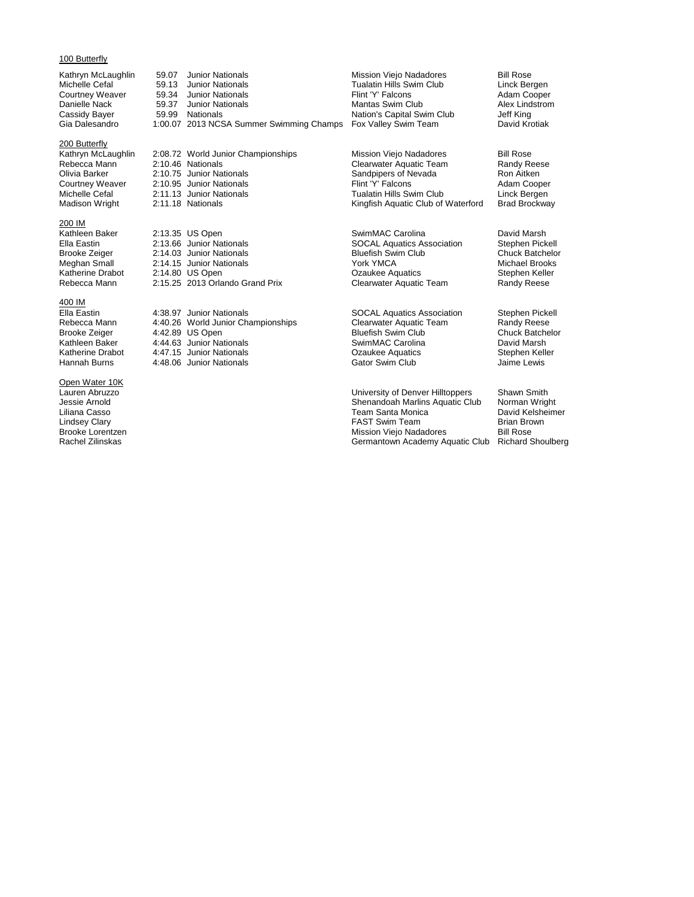### 100 Butterfly

| Name | Time | Meet | Club | Coach |
|---|---|---|---|---|
| Kathryn McLaughlin | 59.07 | Junior Nationals | Mission Viejo Nadadores | Bill Rose |
| Michelle Cefal | 59.13 | Junior Nationals | Tualatin Hills Swim Club | Linck Bergen |
| Courtney Weaver | 59.34 | Junior Nationals | Flint 'Y' Falcons | Adam Cooper |
| Danielle Nack | 59.37 | Junior Nationals | Mantas Swim Club | Alex Lindstrom |
| Cassidy Bayer | 59.99 | Nationals | Nation's Capital Swim Club | Jeff King |
| Gia Dalesandro | 1:00.07 | 2013 NCSA Summer Swimming Champs | Fox Valley Swim Team | David Krotiak |

### 200 Butterfly

| Name | Time | Meet | Club | Coach |
|---|---|---|---|---|
| Kathryn McLaughlin | 2:08.72 | World Junior Championships | Mission Viejo Nadadores | Bill Rose |
| Rebecca Mann | 2:10.46 | Nationals | Clearwater Aquatic Team | Randy Reese |
| Olivia Barker | 2:10.75 | Junior Nationals | Sandpipers of Nevada | Ron Aitken |
| Courtney Weaver | 2:10.95 | Junior Nationals | Flint 'Y' Falcons | Adam Cooper |
| Michelle Cefal | 2:11.13 | Junior Nationals | Tualatin Hills Swim Club | Linck Bergen |
| Madison Wright | 2:11.18 | Nationals | Kingfish Aquatic Club of Waterford | Brad Brockway |

### 200 IM

| Name | Time | Meet | Club | Coach |
|---|---|---|---|---|
| Kathleen Baker | 2:13.35 | US Open | SwimMAC Carolina | David Marsh |
| Ella Eastin | 2:13.66 | Junior Nationals | SOCAL Aquatics Association | Stephen Pickell |
| Brooke Zeiger | 2:14.03 | Junior Nationals | Bluefish Swim Club | Chuck Batchelor |
| Meghan Small | 2:14.15 | Junior Nationals | York YMCA | Michael Brooks |
| Katherine Drabot | 2:14.80 | US Open | Ozaukee Aquatics | Stephen Keller |
| Rebecca Mann | 2:15.25 | 2013 Orlando Grand Prix | Clearwater Aquatic Team | Randy Reese |

### 400 IM

| Name | Time | Meet | Club | Coach |
|---|---|---|---|---|
| Ella Eastin | 4:38.97 | Junior Nationals | SOCAL Aquatics Association | Stephen Pickell |
| Rebecca Mann | 4:40.26 | World Junior Championships | Clearwater Aquatic Team | Randy Reese |
| Brooke Zeiger | 4:42.89 | US Open | Bluefish Swim Club | Chuck Batchelor |
| Kathleen Baker | 4:44.63 | Junior Nationals | SwimMAC Carolina | David Marsh |
| Katherine Drabot | 4:47.15 | Junior Nationals | Ozaukee Aquatics | Stephen Keller |
| Hannah Burns | 4:48.06 | Junior Nationals | Gator Swim Club | Jaime Lewis |

### Open Water 10K

| Name | Time | Meet | Club | Coach |
|---|---|---|---|---|
| Lauren Abruzzo | | | University of Denver Hilltoppers | Shawn Smith |
| Jessie Arnold | | | Shenandoah Marlins Aquatic Club | Norman Wright |
| Liliana Casso | | | Team Santa Monica | David Kelsheimer |
| Lindsey Clary | | | FAST Swim Team | Brian Brown |
| Brooke Lorentzen | | | Mission Viejo Nadadores | Bill Rose |
| Rachel Zilinskas | | | Germantown Academy Aquatic Club | Richard Shoulberg |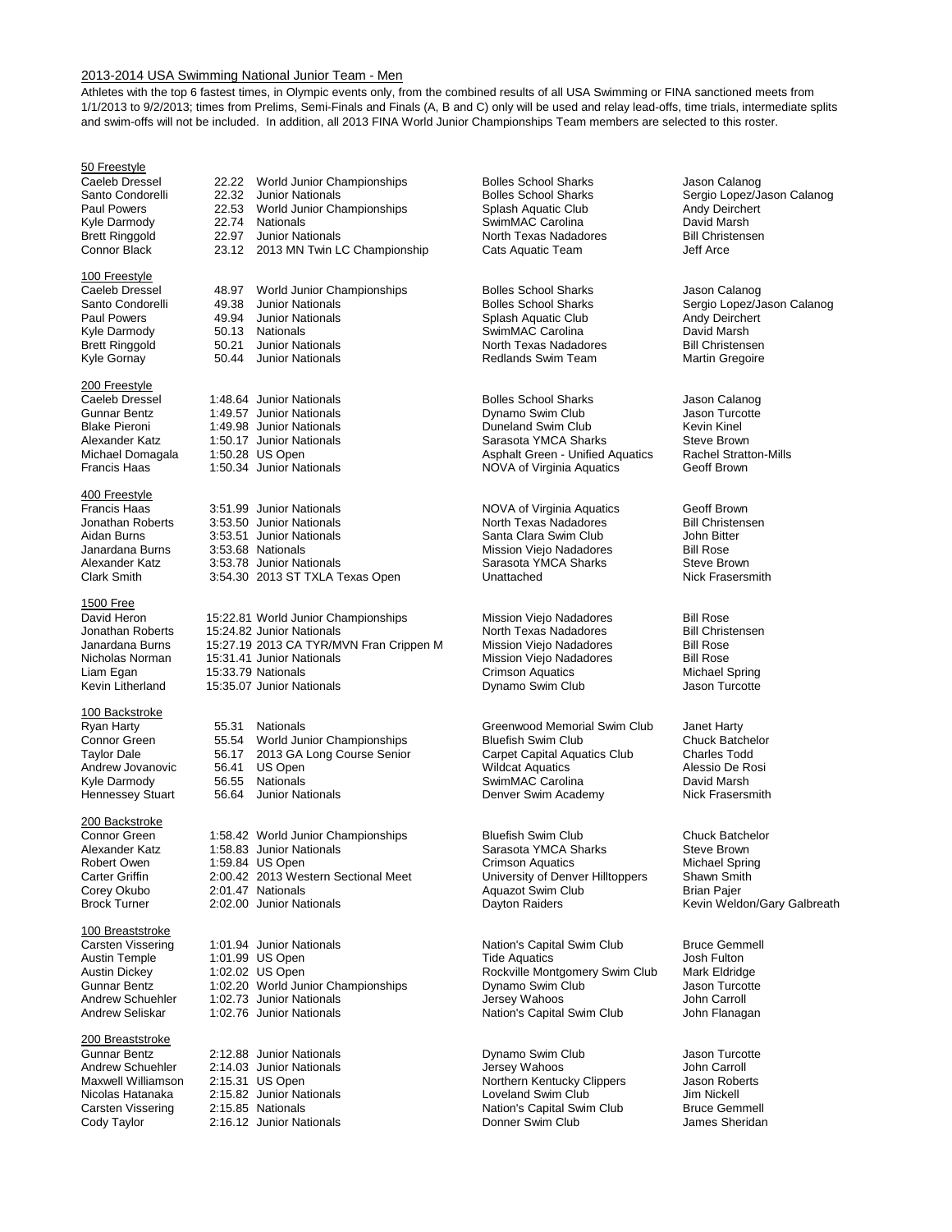2013-2014 USA Swimming National Junior Team - Men

Athletes with the top 6 fastest times, in Olympic events only, from the combined results of all USA Swimming or FINA sanctioned meets from 1/1/2013 to 9/2/2013; times from Prelims, Semi-Finals and Finals (A, B and C) only will be used and relay lead-offs, time trials, intermediate splits and swim-offs will not be included. In addition, all 2013 FINA World Junior Championships Team members are selected to this roster.

### 50 Freestyle

| Athlete | Time | Meet | Club | Coach |
|---|---|---|---|---|
| Caeleb Dressel | 22.22 | World Junior Championships | Bolles School Sharks | Jason Calanog |
| Santo Condorelli | 22.32 | Junior Nationals | Bolles School Sharks | Sergio Lopez/Jason Calanog |
| Paul Powers | 22.53 | World Junior Championships | Splash Aquatic Club | Andy Deirchert |
| Kyle Darmody | 22.74 | Nationals | SwimMAC Carolina | David Marsh |
| Brett Ringgold | 22.97 | Junior Nationals | North Texas Nadadores | Bill Christensen |
| Connor Black | 23.12 | 2013 MN Twin LC Championship | Cats Aquatic Team | Jeff Arce |

### 100 Freestyle

| Athlete | Time | Meet | Club | Coach |
|---|---|---|---|---|
| Caeleb Dressel | 48.97 | World Junior Championships | Bolles School Sharks | Jason Calanog |
| Santo Condorelli | 49.38 | Junior Nationals | Bolles School Sharks | Sergio Lopez/Jason Calanog |
| Paul Powers | 49.94 | Junior Nationals | Splash Aquatic Club | Andy Deirchert |
| Kyle Darmody | 50.13 | Nationals | SwimMAC Carolina | David Marsh |
| Brett Ringgold | 50.21 | Junior Nationals | North Texas Nadadores | Bill Christensen |
| Kyle Gornay | 50.44 | Junior Nationals | Redlands Swim Team | Martin Gregoire |

### 200 Freestyle

| Athlete | Time | Meet | Club | Coach |
|---|---|---|---|---|
| Caeleb Dressel | 1:48.64 | Junior Nationals | Bolles School Sharks | Jason Calanog |
| Gunnar Bentz | 1:49.57 | Junior Nationals | Dynamo Swim Club | Jason Turcotte |
| Blake Pieroni | 1:49.98 | Junior Nationals | Duneland Swim Club | Kevin Kinel |
| Alexander Katz | 1:50.17 | Junior Nationals | Sarasota YMCA Sharks | Steve Brown |
| Michael Domagala | 1:50.28 | US Open | Asphalt Green - Unified Aquatics | Rachel Stratton-Mills |
| Francis Haas | 1:50.34 | Junior Nationals | NOVA of Virginia Aquatics | Geoff Brown |

### 400 Freestyle

| Athlete | Time | Meet | Club | Coach |
|---|---|---|---|---|
| Francis Haas | 3:51.99 | Junior Nationals | NOVA of Virginia Aquatics | Geoff Brown |
| Jonathan Roberts | 3:53.50 | Junior Nationals | North Texas Nadadores | Bill Christensen |
| Aidan Burns | 3:53.51 | Junior Nationals | Santa Clara Swim Club | John Bitter |
| Janardana Burns | 3:53.68 | Nationals | Mission Viejo Nadadores | Bill Rose |
| Alexander Katz | 3:53.78 | Junior Nationals | Sarasota YMCA Sharks | Steve Brown |
| Clark Smith | 3:54.30 | 2013 ST TXLA Texas Open | Unattached | Nick Frasersmith |

### 1500 Free

| Athlete | Time | Meet | Club | Coach |
|---|---|---|---|---|
| David Heron | 15:22.81 | World Junior Championships | Mission Viejo Nadadores | Bill Rose |
| Jonathan Roberts | 15:24.82 | Junior Nationals | North Texas Nadadores | Bill Christensen |
| Janardana Burns | 15:27.19 | 2013 CA TYR/MVN Fran Crippen M | Mission Viejo Nadadores | Bill Rose |
| Nicholas Norman | 15:31.41 | Junior Nationals | Mission Viejo Nadadores | Bill Rose |
| Liam Egan | 15:33.79 | Nationals | Crimson Aquatics | Michael Spring |
| Kevin Litherland | 15:35.07 | Junior Nationals | Dynamo Swim Club | Jason Turcotte |

### 100 Backstroke

| Athlete | Time | Meet | Club | Coach |
|---|---|---|---|---|
| Ryan Harty | 55.31 | Nationals | Greenwood Memorial Swim Club | Janet Harty |
| Connor Green | 55.54 | World Junior Championships | Bluefish Swim Club | Chuck Batchelor |
| Taylor Dale | 56.17 | 2013 GA Long Course Senior | Carpet Capital Aquatics Club | Charles Todd |
| Andrew Jovanovic | 56.41 | US Open | Wildcat Aquatics | Alessio De Rosi |
| Kyle Darmody | 56.55 | Nationals | SwimMAC Carolina | David Marsh |
| Hennessey Stuart | 56.64 | Junior Nationals | Denver Swim Academy | Nick Frasersmith |

### 200 Backstroke

| Athlete | Time | Meet | Club | Coach |
|---|---|---|---|---|
| Connor Green | 1:58.42 | World Junior Championships | Bluefish Swim Club | Chuck Batchelor |
| Alexander Katz | 1:58.83 | Junior Nationals | Sarasota YMCA Sharks | Steve Brown |
| Robert Owen | 1:59.84 | US Open | Crimson Aquatics | Michael Spring |
| Carter Griffin | 2:00.42 | 2013 Western Sectional Meet | University of Denver Hilltoppers | Shawn Smith |
| Corey Okubo | 2:01.47 | Nationals | Aquazot Swim Club | Brian Pajer |
| Brock Turner | 2:02.00 | Junior Nationals | Dayton Raiders | Kevin Weldon/Gary Galbreath |

### 100 Breaststroke

| Athlete | Time | Meet | Club | Coach |
|---|---|---|---|---|
| Carsten Vissering | 1:01.94 | Junior Nationals | Nation's Capital Swim Club | Bruce Gemmell |
| Austin Temple | 1:01.99 | US Open | Tide Aquatics | Josh Fulton |
| Austin Dickey | 1:02.02 | US Open | Rockville Montgomery Swim Club | Mark Eldridge |
| Gunnar Bentz | 1:02.20 | World Junior Championships | Dynamo Swim Club | Jason Turcotte |
| Andrew Schuehler | 1:02.73 | Junior Nationals | Jersey Wahoos | John Carroll |
| Andrew Seliskar | 1:02.76 | Junior Nationals | Nation's Capital Swim Club | John Flanagan |

### 200 Breaststroke

| Athlete | Time | Meet | Club | Coach |
|---|---|---|---|---|
| Gunnar Bentz | 2:12.88 | Junior Nationals | Dynamo Swim Club | Jason Turcotte |
| Andrew Schuehler | 2:14.03 | Junior Nationals | Jersey Wahoos | John Carroll |
| Maxwell Williamson | 2:15.31 | US Open | Northern Kentucky Clippers | Jason Roberts |
| Nicolas Hatanaka | 2:15.82 | Junior Nationals | Loveland Swim Club | Jim Nickell |
| Carsten Vissering | 2:15.85 | Nationals | Nation's Capital Swim Club | Bruce Gemmell |
| Cody Taylor | 2:16.12 | Junior Nationals | Donner Swim Club | James Sheridan |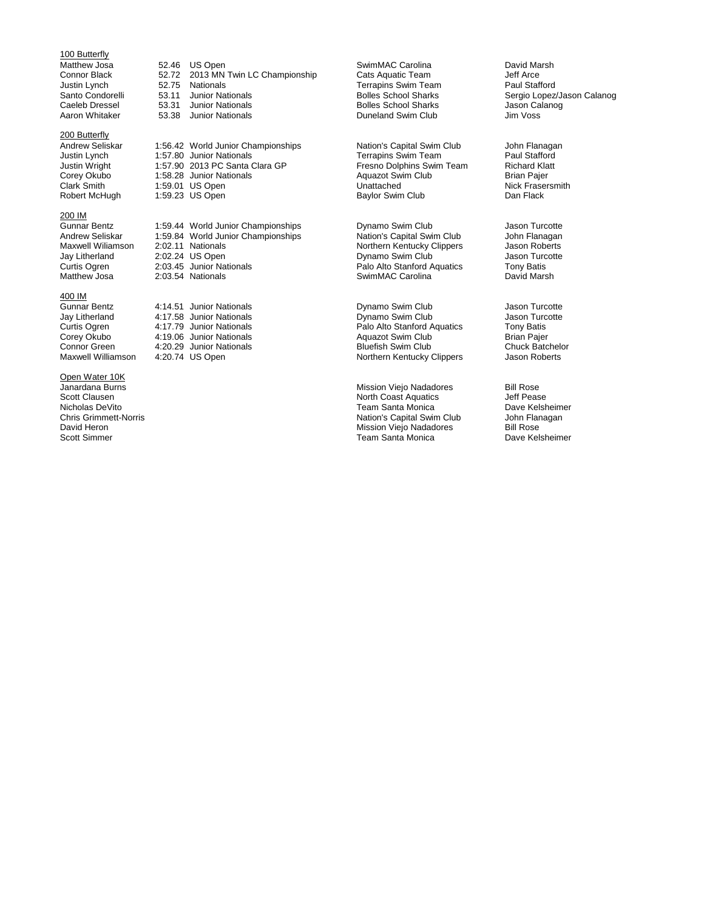**100 Butterfly**

| | | | | |
|---|---|---|---|---|
| Matthew Josa | 52.46 | US Open | SwimMAC Carolina | David Marsh |
| Connor Black | 52.72 | 2013 MN Twin LC Championship | Cats Aquatic Team | Jeff Arce |
| Justin Lynch | 52.75 | Nationals | Terrapins Swim Team | Paul Stafford |
| Santo Condorelli | 53.11 | Junior Nationals | Bolles School Sharks | Sergio Lopez/Jason Calanog |
| Caeleb Dressel | 53.31 | Junior Nationals | Bolles School Sharks | Jason Calanog |
| Aaron Whitaker | 53.38 | Junior Nationals | Duneland Swim Club | Jim Voss |

**200 Butterfly**

| | | | | |
|---|---|---|---|---|
| Andrew Seliskar | 1:56.42 | World Junior Championships | Nation's Capital Swim Club | John Flanagan |
| Justin Lynch | 1:57.80 | Junior Nationals | Terrapins Swim Team | Paul Stafford |
| Justin Wright | 1:57.90 | 2013 PC Santa Clara GP | Fresno Dolphins Swim Team | Richard Klatt |
| Corey Okubo | 1:58.28 | Junior Nationals | Aquazot Swim Club | Brian Pajer |
| Clark Smith | 1:59.01 | US Open | Unattached | Nick Frasersmith |
| Robert McHugh | 1:59.23 | US Open | Baylor Swim Club | Dan Flack |

**200 IM**

| | | | | |
|---|---|---|---|---|
| Gunnar Bentz | 1:59.44 | World Junior Championships | Dynamo Swim Club | Jason Turcotte |
| Andrew Seliskar | 1:59.84 | World Junior Championships | Nation's Capital Swim Club | John Flanagan |
| Maxwell Wiliamson | 2:02.11 | Nationals | Northern Kentucky Clippers | Jason Roberts |
| Jay Litherland | 2:02.24 | US Open | Dynamo Swim Club | Jason Turcotte |
| Curtis Ogren | 2:03.45 | Junior Nationals | Palo Alto Stanford Aquatics | Tony Batis |
| Matthew Josa | 2:03.54 | Nationals | SwimMAC Carolina | David Marsh |

**400 IM**

| | | | | |
|---|---|---|---|---|
| Gunnar Bentz | 4:14.51 | Junior Nationals | Dynamo Swim Club | Jason Turcotte |
| Jay Litherland | 4:17.58 | Junior Nationals | Dynamo Swim Club | Jason Turcotte |
| Curtis Ogren | 4:17.79 | Junior Nationals | Palo Alto Stanford Aquatics | Tony Batis |
| Corey Okubo | 4:19.06 | Junior Nationals | Aquazot Swim Club | Brian Pajer |
| Connor Green | 4:20.29 | Junior Nationals | Bluefish Swim Club | Chuck Batchelor |
| Maxwell Williamson | 4:20.74 | US Open | Northern Kentucky Clippers | Jason Roberts |

**Open Water 10K**

| | | | | |
|---|---|---|---|---|
| Janardana Burns | | | Mission Viejo Nadadores | Bill Rose |
| Scott Clausen | | | North Coast Aquatics | Jeff Pease |
| Nicholas DeVito | | | Team Santa Monica | Dave Kelsheimer |
| Chris Grimmett-Norris | | | Nation's Capital Swim Club | John Flanagan |
| David Heron | | | Mission Viejo Nadadores | Bill Rose |
| Scott Simmer | | | Team Santa Monica | Dave Kelsheimer |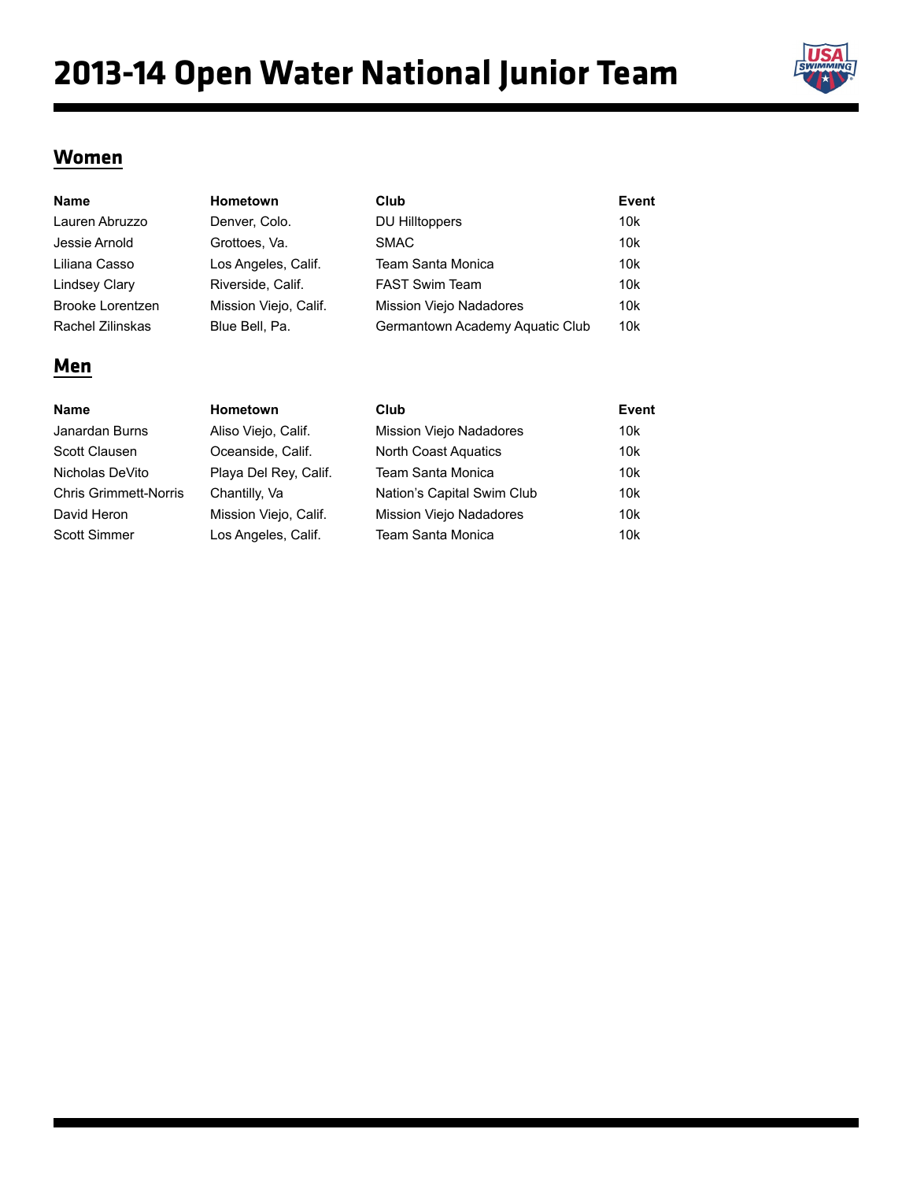# 2013-14 Open Water National Junior Team

## Women

| Name | Hometown | Club | Event |
| --- | --- | --- | --- |
| Lauren Abruzzo | Denver, Colo. | DU Hilltoppers | 10k |
| Jessie Arnold | Grottoes, Va. | SMAC | 10k |
| Liliana Casso | Los Angeles, Calif. | Team Santa Monica | 10k |
| Lindsey Clary | Riverside, Calif. | FAST Swim Team | 10k |
| Brooke Lorentzen | Mission Viejo, Calif. | Mission Viejo Nadadores | 10k |
| Rachel Zilinskas | Blue Bell, Pa. | Germantown Academy Aquatic Club | 10k |

## Men

| Name | Hometown | Club | Event |
| --- | --- | --- | --- |
| Janardan Burns | Aliso Viejo, Calif. | Mission Viejo Nadadores | 10k |
| Scott Clausen | Oceanside, Calif. | North Coast Aquatics | 10k |
| Nicholas DeVito | Playa Del Rey, Calif. | Team Santa Monica | 10k |
| Chris Grimmett-Norris | Chantilly, Va | Nation's Capital Swim Club | 10k |
| David Heron | Mission Viejo, Calif. | Mission Viejo Nadadores | 10k |
| Scott Simmer | Los Angeles, Calif. | Team Santa Monica | 10k |